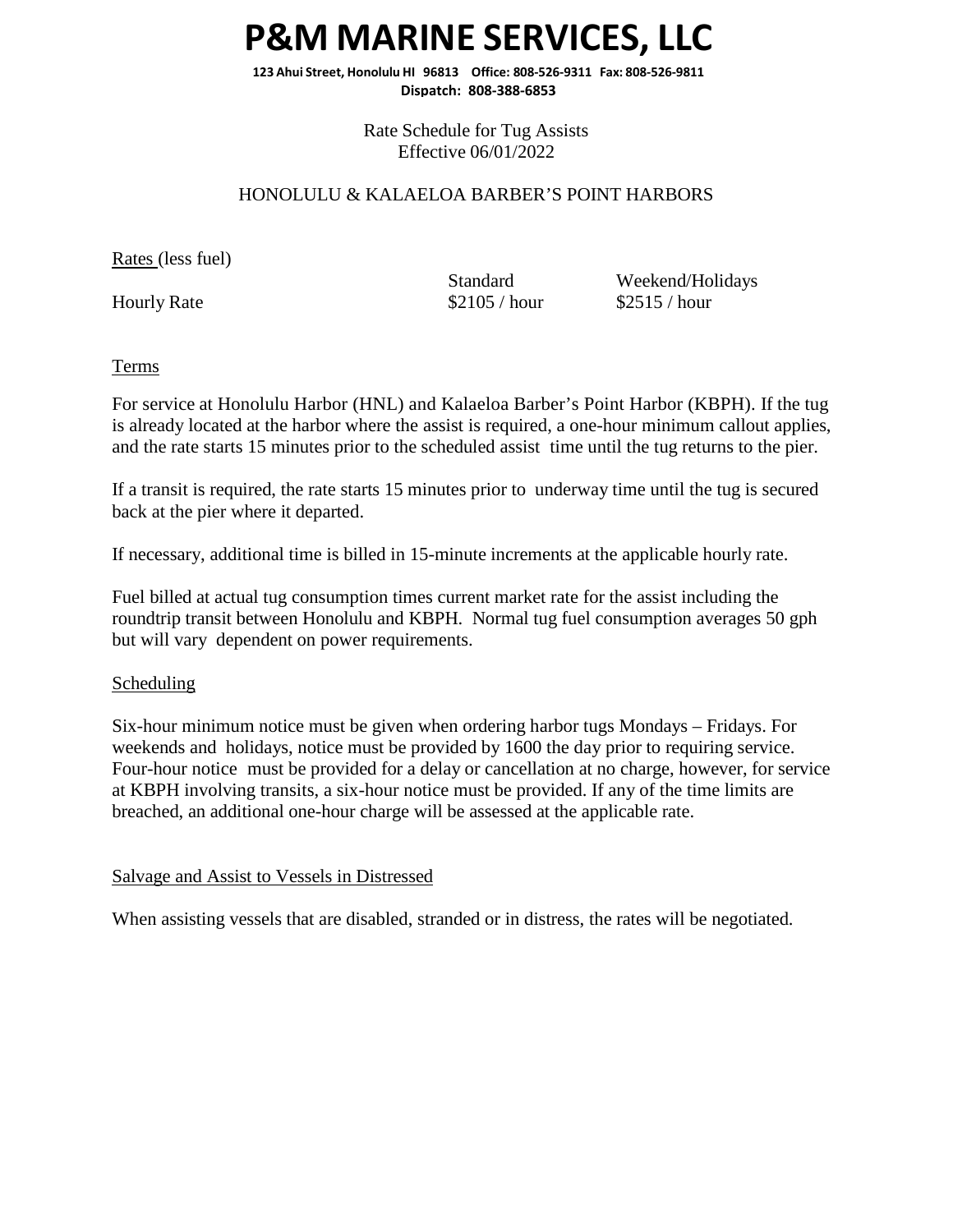# P&M MARINE SERVICES, LLC

**123 Ahui Street, Honolulu HI 96813 Office: 808-526-9311 Fax: 808-526-9811**
**Dispatch: 808-388-6853**

Rate Schedule for Tug Assists
Effective 06/01/2022

HONOLULU & KALAELOA BARBER'S POINT HARBORS

Rates (less fuel)

| | Standard | Weekend/Holidays |
|---|---|---|
| Hourly Rate | $2105 / hour | $2515 / hour |

## Terms

For service at Honolulu Harbor (HNL) and Kalaeloa Barber's Point Harbor (KBPH). If the tug is already located at the harbor where the assist is required, a one-hour minimum callout applies, and the rate starts 15 minutes prior to the scheduled assist time until the tug returns to the pier.

If a transit is required, the rate starts 15 minutes prior to underway time until the tug is secured back at the pier where it departed.

If necessary, additional time is billed in 15-minute increments at the applicable hourly rate.

Fuel billed at actual tug consumption times current market rate for the assist including the roundtrip transit between Honolulu and KBPH. Normal tug fuel consumption averages 50 gph but will vary dependent on power requirements.

## Scheduling

Six-hour minimum notice must be given when ordering harbor tugs Mondays – Fridays. For weekends and holidays, notice must be provided by 1600 the day prior to requiring service. Four-hour notice must be provided for a delay or cancellation at no charge, however, for service at KBPH involving transits, a six-hour notice must be provided. If any of the time limits are breached, an additional one-hour charge will be assessed at the applicable rate.

## Salvage and Assist to Vessels in Distressed

When assisting vessels that are disabled, stranded or in distress, the rates will be negotiated.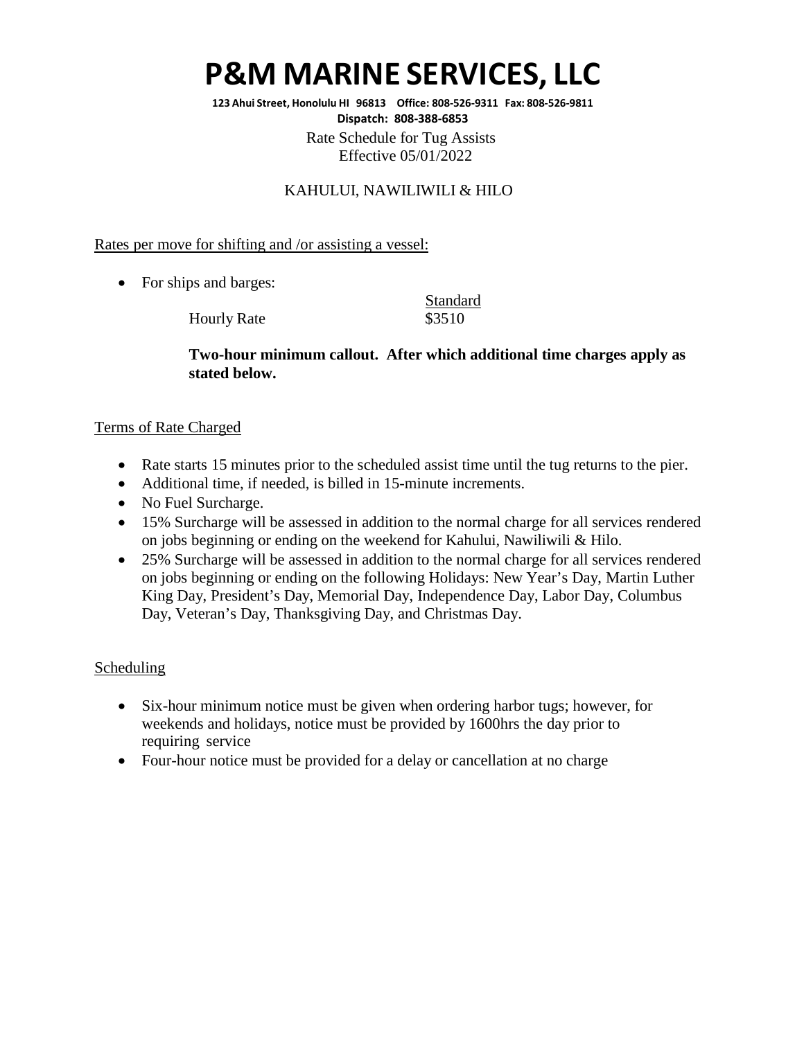# P&M MARINE SERVICES, LLC

**123 Ahui Street, Honolulu HI 96813 Office: 808-526-9311 Fax: 808-526-9811**
**Dispatch: 808-388-6853**

Rate Schedule for Tug Assists
Effective 05/01/2022

KAHULUI, NAWILIWILI & HILO

Rates per move for shifting and /or assisting a vessel:

- For ships and barges:

| | Standard |
|---|---|
| Hourly Rate | $3510 |

**Two-hour minimum callout. After which additional time charges apply as stated below.**

Terms of Rate Charged

- Rate starts 15 minutes prior to the scheduled assist time until the tug returns to the pier.
- Additional time, if needed, is billed in 15-minute increments.
- No Fuel Surcharge.
- 15% Surcharge will be assessed in addition to the normal charge for all services rendered on jobs beginning or ending on the weekend for Kahului, Nawiliwili & Hilo.
- 25% Surcharge will be assessed in addition to the normal charge for all services rendered on jobs beginning or ending on the following Holidays: New Year's Day, Martin Luther King Day, President's Day, Memorial Day, Independence Day, Labor Day, Columbus Day, Veteran's Day, Thanksgiving Day, and Christmas Day.

Scheduling

- Six-hour minimum notice must be given when ordering harbor tugs; however, for weekends and holidays, notice must be provided by 1600hrs the day prior to requiring service
- Four-hour notice must be provided for a delay or cancellation at no charge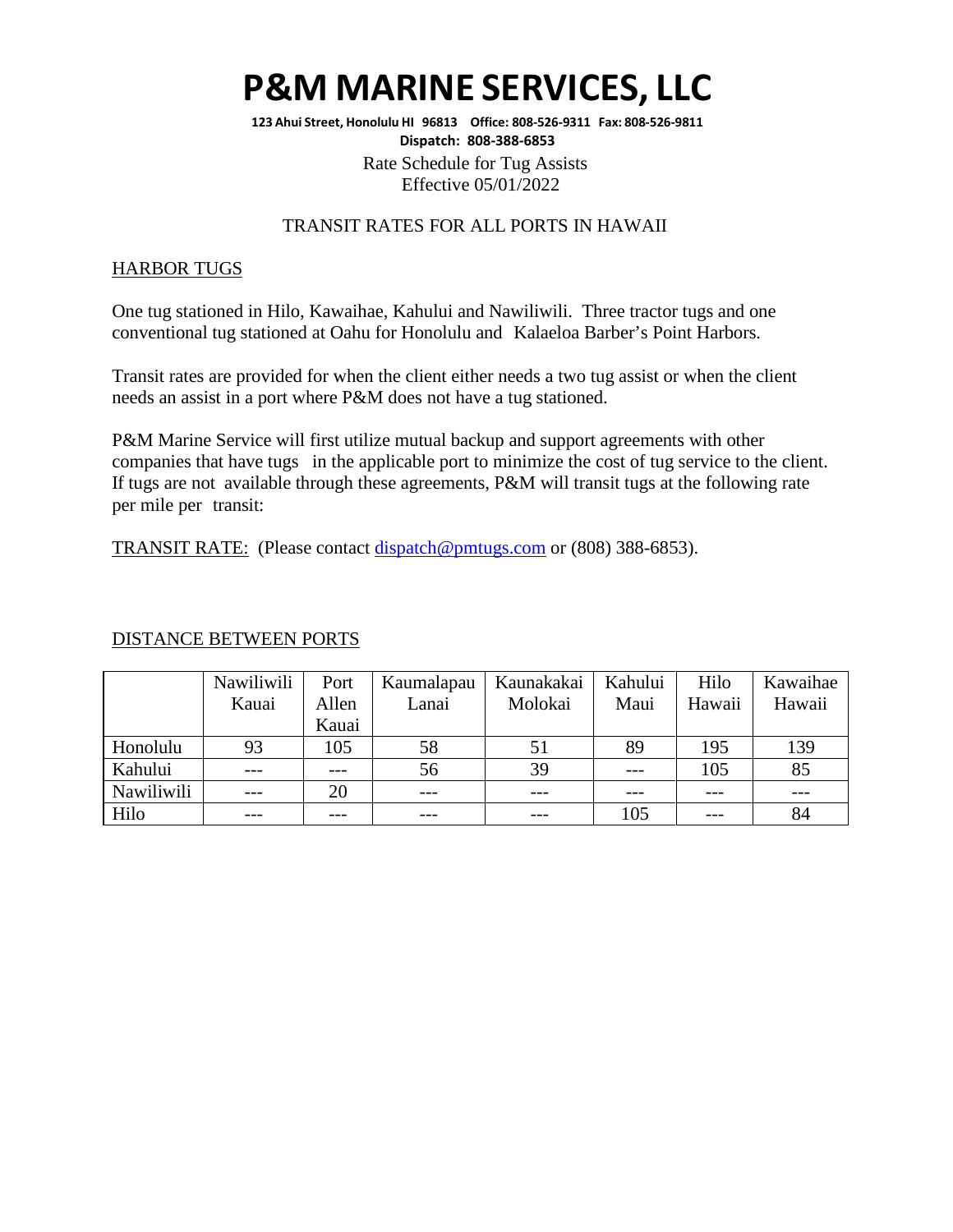# P&M MARINE SERVICES, LLC

**123 Ahui Street, Honolulu HI 96813 Office: 808-526-9311 Fax: 808-526-9811**
**Dispatch: 808-388-6853**

Rate Schedule for Tug Assists
Effective 05/01/2022

TRANSIT RATES FOR ALL PORTS IN HAWAII

## HARBOR TUGS

One tug stationed in Hilo, Kawaihae, Kahului and Nawiliwili. Three tractor tugs and one conventional tug stationed at Oahu for Honolulu and Kalaeloa Barber's Point Harbors.

Transit rates are provided for when the client either needs a two tug assist or when the client needs an assist in a port where P&M does not have a tug stationed.

P&M Marine Service will first utilize mutual backup and support agreements with other companies that have tugs in the applicable port to minimize the cost of tug service to the client. If tugs are not available through these agreements, P&M will transit tugs at the following rate per mile per transit:

TRANSIT RATE: (Please contact dispatch@pmtugs.com or (808) 388-6853).

## DISTANCE BETWEEN PORTS

| | Nawiliwili Kauai | Port Allen Kauai | Kaumalapau Lanai | Kaunakakai Molokai | Kahului Maui | Hilo Hawaii | Kawaihae Hawaii |
|---|---|---|---|---|---|---|---|
| Honolulu | 93 | 105 | 58 | 51 | 89 | 195 | 139 |
| Kahului | --- | --- | 56 | 39 | --- | 105 | 85 |
| Nawiliwili | --- | 20 | --- | --- | --- | --- | --- |
| Hilo | --- | --- | --- | --- | 105 | --- | 84 |